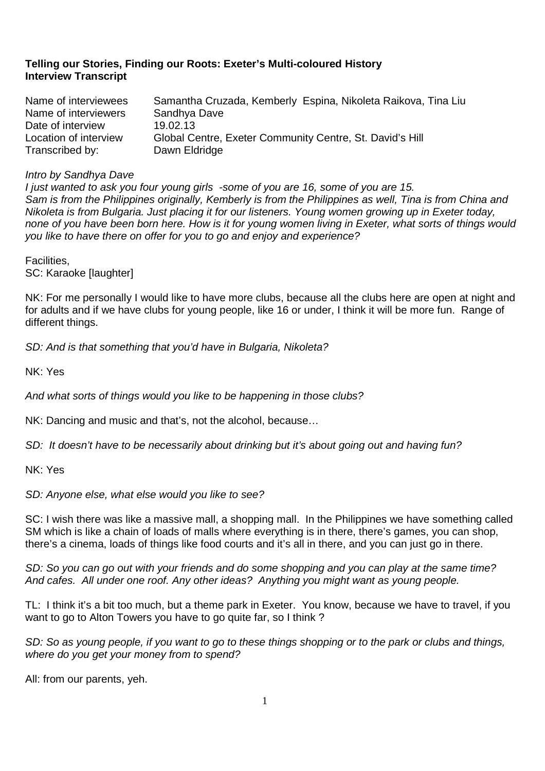**Telling our Stories, Finding our Roots: Exeter's Multi-coloured History**
**Interview Transcript**

| | |
|---|---|
| Name of interviewees | Samantha Cruzada, Kemberly Espina, Nikoleta Raikova, Tina Liu |
| Name of interviewers | Sandhya Dave |
| Date of interview | 19.02.13 |
| Location of interview | Global Centre, Exeter Community Centre, St. David's Hill |
| Transcribed by: | Dawn Eldridge |

*Intro by Sandhya Dave*
*I just wanted to ask you four young girls -some of you are 16, some of you are 15. Sam is from the Philippines originally, Kemberly is from the Philippines as well, Tina is from China and Nikoleta is from Bulgaria. Just placing it for our listeners. Young women growing up in Exeter today, none of you have been born here. How is it for young women living in Exeter, what sorts of things would you like to have there on offer for you to go and enjoy and experience?*

Facilities,
SC: Karaoke [laughter]

NK: For me personally I would like to have more clubs, because all the clubs here are open at night and for adults and if we have clubs for young people, like 16 or under, I think it will be more fun. Range of different things.

*SD: And is that something that you'd have in Bulgaria, Nikoleta?*

NK: Yes

*And what sorts of things would you like to be happening in those clubs?*

NK: Dancing and music and that's, not the alcohol, because…

*SD: It doesn't have to be necessarily about drinking but it's about going out and having fun?*

NK: Yes

*SD: Anyone else, what else would you like to see?*

SC: I wish there was like a massive mall, a shopping mall. In the Philippines we have something called SM which is like a chain of loads of malls where everything is in there, there's games, you can shop, there's a cinema, loads of things like food courts and it's all in there, and you can just go in there.

*SD: So you can go out with your friends and do some shopping and you can play at the same time? And cafes. All under one roof. Any other ideas? Anything you might want as young people.*

TL: I think it's a bit too much, but a theme park in Exeter. You know, because we have to travel, if you want to go to Alton Towers you have to go quite far, so I think ?

*SD: So as young people, if you want to go to these things shopping or to the park or clubs and things, where do you get your money from to spend?*

All: from our parents, yeh.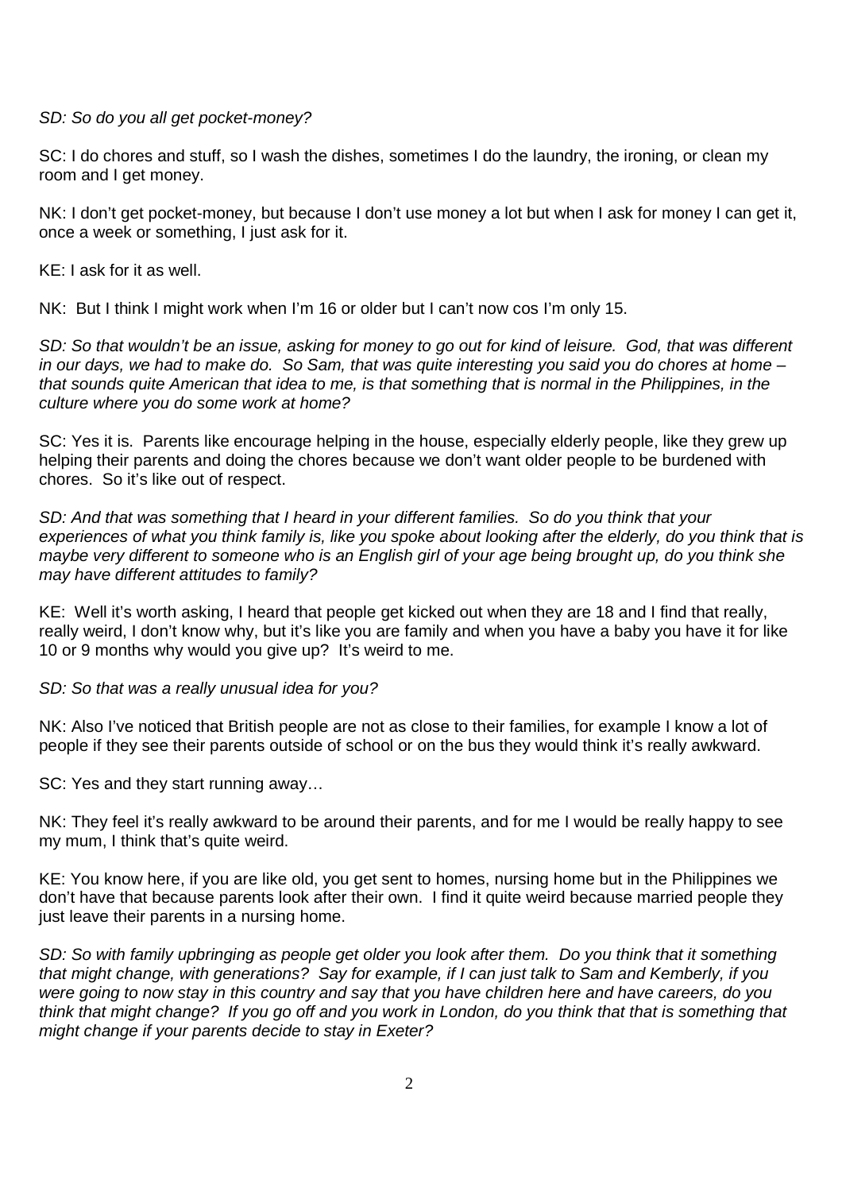*SD: So do you all get pocket-money?*

SC: I do chores and stuff, so I wash the dishes, sometimes I do the laundry, the ironing, or clean my room and I get money.

NK: I don't get pocket-money, but because I don't use money a lot but when I ask for money I can get it, once a week or something, I just ask for it.

KE: I ask for it as well.

NK: But I think I might work when I'm 16 or older but I can't now cos I'm only 15.

*SD: So that wouldn't be an issue, asking for money to go out for kind of leisure. God, that was different in our days, we had to make do. So Sam, that was quite interesting you said you do chores at home – that sounds quite American that idea to me, is that something that is normal in the Philippines, in the culture where you do some work at home?*

SC: Yes it is. Parents like encourage helping in the house, especially elderly people, like they grew up helping their parents and doing the chores because we don't want older people to be burdened with chores. So it's like out of respect.

*SD: And that was something that I heard in your different families. So do you think that your experiences of what you think family is, like you spoke about looking after the elderly, do you think that is maybe very different to someone who is an English girl of your age being brought up, do you think she may have different attitudes to family?*

KE: Well it's worth asking, I heard that people get kicked out when they are 18 and I find that really, really weird, I don't know why, but it's like you are family and when you have a baby you have it for like 10 or 9 months why would you give up? It's weird to me.

*SD: So that was a really unusual idea for you?*

NK: Also I've noticed that British people are not as close to their families, for example I know a lot of people if they see their parents outside of school or on the bus they would think it's really awkward.

SC: Yes and they start running away…

NK: They feel it's really awkward to be around their parents, and for me I would be really happy to see my mum, I think that's quite weird.

KE: You know here, if you are like old, you get sent to homes, nursing home but in the Philippines we don't have that because parents look after their own. I find it quite weird because married people they just leave their parents in a nursing home.

*SD: So with family upbringing as people get older you look after them. Do you think that it something that might change, with generations? Say for example, if I can just talk to Sam and Kemberly, if you were going to now stay in this country and say that you have children here and have careers, do you think that might change? If you go off and you work in London, do you think that that is something that might change if your parents decide to stay in Exeter?*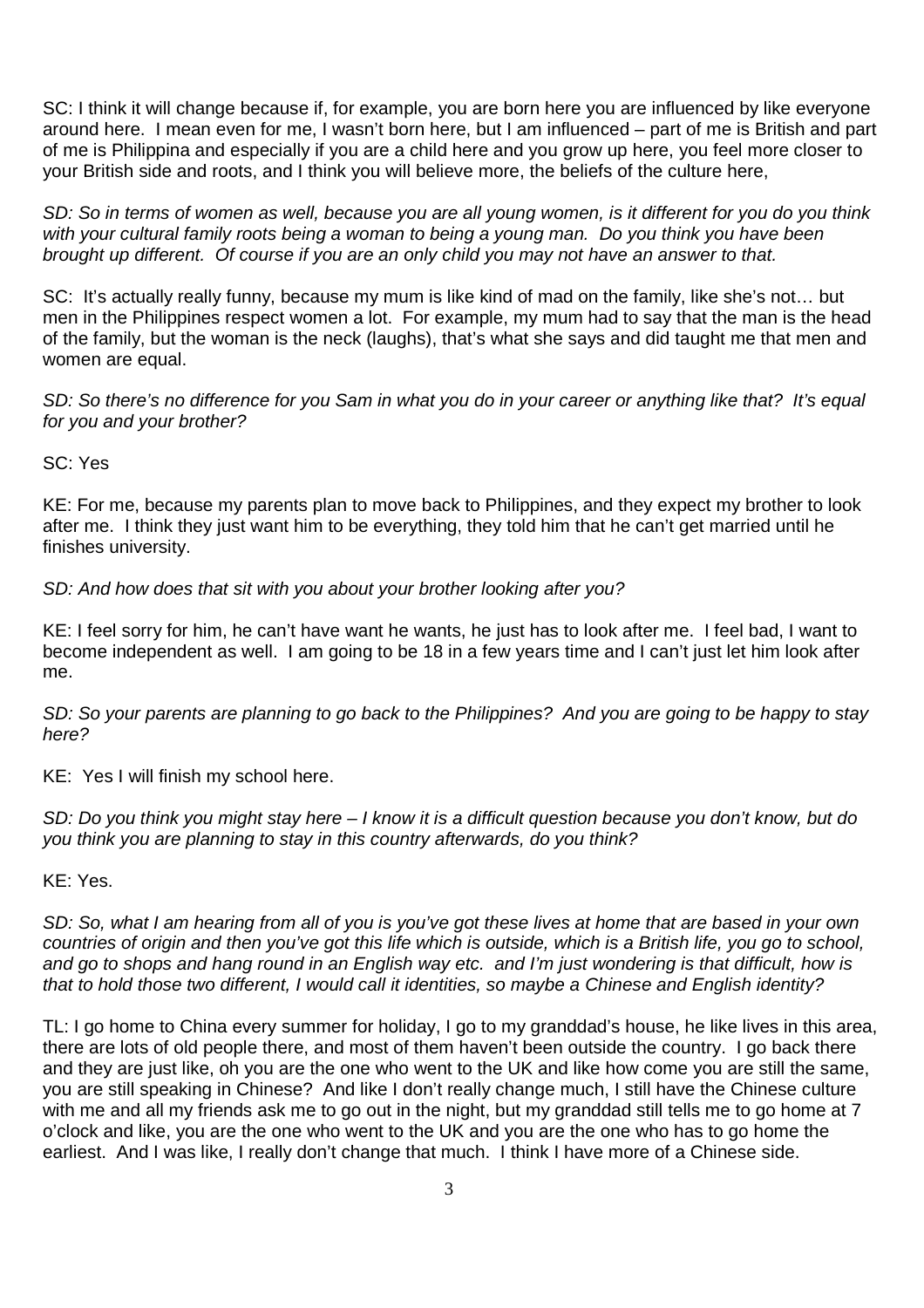SC: I think it will change because if, for example, you are born here you are influenced by like everyone around here. I mean even for me, I wasn't born here, but I am influenced – part of me is British and part of me is Philippina and especially if you are a child here and you grow up here, you feel more closer to your British side and roots, and I think you will believe more, the beliefs of the culture here,

*SD: So in terms of women as well, because you are all young women, is it different for you do you think with your cultural family roots being a woman to being a young man. Do you think you have been brought up different. Of course if you are an only child you may not have an answer to that.*

SC: It's actually really funny, because my mum is like kind of mad on the family, like she's not… but men in the Philippines respect women a lot. For example, my mum had to say that the man is the head of the family, but the woman is the neck (laughs), that's what she says and did taught me that men and women are equal.

*SD: So there's no difference for you Sam in what you do in your career or anything like that? It's equal for you and your brother?*

SC: Yes

KE: For me, because my parents plan to move back to Philippines, and they expect my brother to look after me. I think they just want him to be everything, they told him that he can't get married until he finishes university.

*SD: And how does that sit with you about your brother looking after you?*

KE: I feel sorry for him, he can't have want he wants, he just has to look after me. I feel bad, I want to become independent as well. I am going to be 18 in a few years time and I can't just let him look after me.

*SD: So your parents are planning to go back to the Philippines? And you are going to be happy to stay here?*

KE: Yes I will finish my school here.

*SD: Do you think you might stay here – I know it is a difficult question because you don't know, but do you think you are planning to stay in this country afterwards, do you think?*

KE: Yes.

*SD: So, what I am hearing from all of you is you've got these lives at home that are based in your own countries of origin and then you've got this life which is outside, which is a British life, you go to school, and go to shops and hang round in an English way etc. and I'm just wondering is that difficult, how is that to hold those two different, I would call it identities, so maybe a Chinese and English identity?*

TL: I go home to China every summer for holiday, I go to my granddad's house, he like lives in this area, there are lots of old people there, and most of them haven't been outside the country. I go back there and they are just like, oh you are the one who went to the UK and like how come you are still the same, you are still speaking in Chinese? And like I don't really change much, I still have the Chinese culture with me and all my friends ask me to go out in the night, but my granddad still tells me to go home at 7 o'clock and like, you are the one who went to the UK and you are the one who has to go home the earliest. And I was like, I really don't change that much. I think I have more of a Chinese side.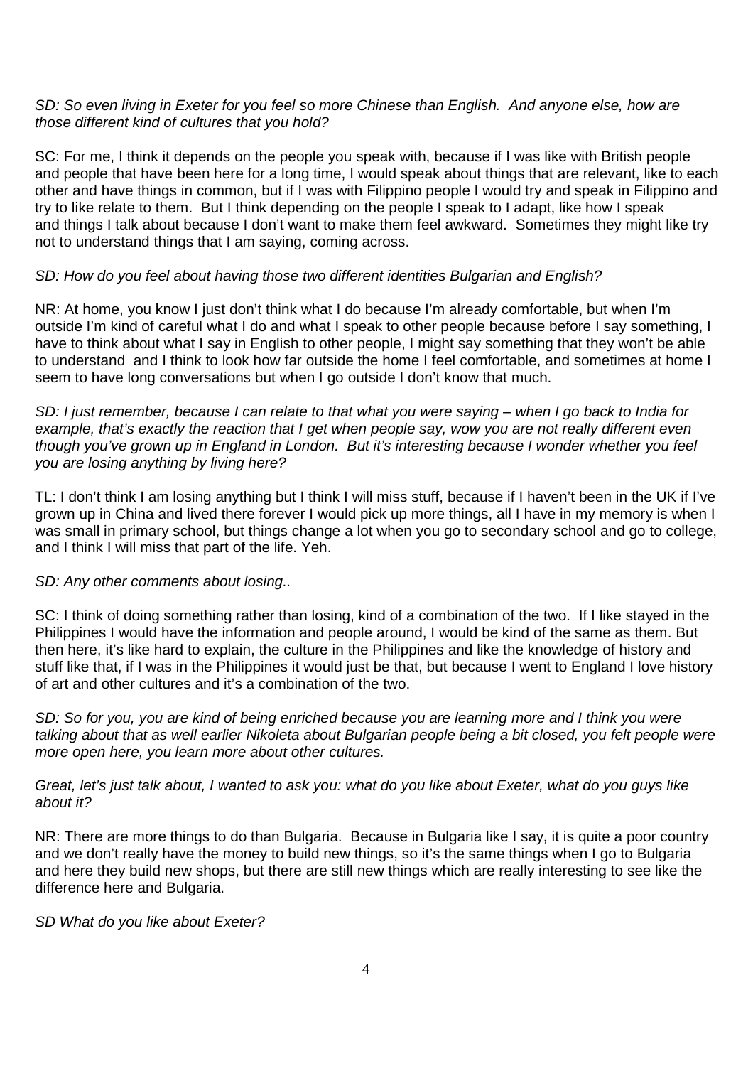*SD: So even living in Exeter for you feel so more Chinese than English. And anyone else, how are those different kind of cultures that you hold?*

SC: For me, I think it depends on the people you speak with, because if I was like with British people and people that have been here for a long time, I would speak about things that are relevant, like to each other and have things in common, but if I was with Filippino people I would try and speak in Filippino and try to like relate to them. But I think depending on the people I speak to I adapt, like how I speak and things I talk about because I don't want to make them feel awkward. Sometimes they might like try not to understand things that I am saying, coming across.

*SD: How do you feel about having those two different identities Bulgarian and English?*

NR: At home, you know I just don't think what I do because I'm already comfortable, but when I'm outside I'm kind of careful what I do and what I speak to other people because before I say something, I have to think about what I say in English to other people, I might say something that they won't be able to understand and I think to look how far outside the home I feel comfortable, and sometimes at home I seem to have long conversations but when I go outside I don't know that much.

*SD: I just remember, because I can relate to that what you were saying – when I go back to India for example, that's exactly the reaction that I get when people say, wow you are not really different even though you've grown up in England in London. But it's interesting because I wonder whether you feel you are losing anything by living here?*

TL: I don't think I am losing anything but I think I will miss stuff, because if I haven't been in the UK if I've grown up in China and lived there forever I would pick up more things, all I have in my memory is when I was small in primary school, but things change a lot when you go to secondary school and go to college, and I think I will miss that part of the life. Yeh.

*SD: Any other comments about losing..*

SC: I think of doing something rather than losing, kind of a combination of the two. If I like stayed in the Philippines I would have the information and people around, I would be kind of the same as them. But then here, it's like hard to explain, the culture in the Philippines and like the knowledge of history and stuff like that, if I was in the Philippines it would just be that, but because I went to England I love history of art and other cultures and it's a combination of the two.

*SD: So for you, you are kind of being enriched because you are learning more and I think you were talking about that as well earlier Nikoleta about Bulgarian people being a bit closed, you felt people were more open here, you learn more about other cultures.*

*Great, let's just talk about, I wanted to ask you: what do you like about Exeter, what do you guys like about it?*

NR: There are more things to do than Bulgaria. Because in Bulgaria like I say, it is quite a poor country and we don't really have the money to build new things, so it's the same things when I go to Bulgaria and here they build new shops, but there are still new things which are really interesting to see like the difference here and Bulgaria.

*SD What do you like about Exeter?*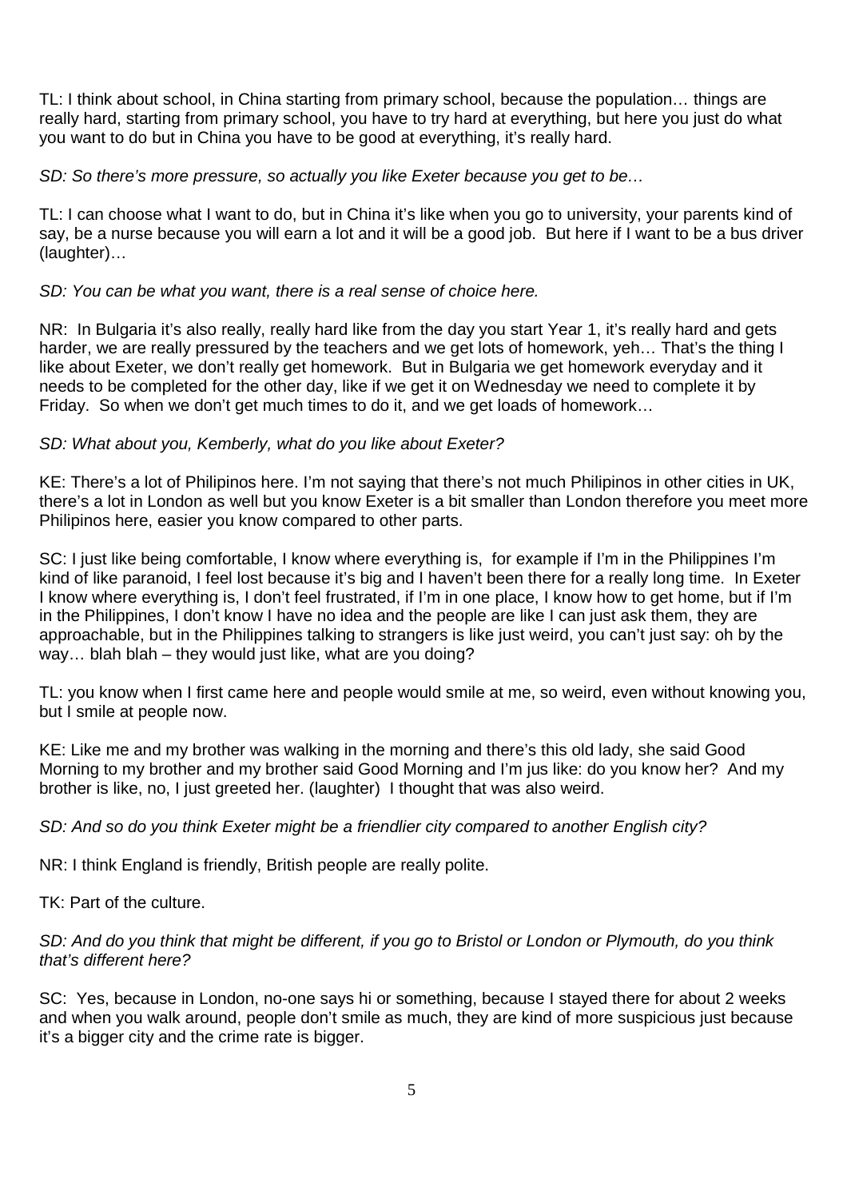TL: I think about school, in China starting from primary school, because the population… things are really hard, starting from primary school, you have to try hard at everything, but here you just do what you want to do but in China you have to be good at everything, it's really hard.

*SD: So there's more pressure, so actually you like Exeter because you get to be…*

TL: I can choose what I want to do, but in China it's like when you go to university, your parents kind of say, be a nurse because you will earn a lot and it will be a good job. But here if I want to be a bus driver (laughter)…

*SD: You can be what you want, there is a real sense of choice here.*

NR: In Bulgaria it's also really, really hard like from the day you start Year 1, it's really hard and gets harder, we are really pressured by the teachers and we get lots of homework, yeh… That's the thing I like about Exeter, we don't really get homework. But in Bulgaria we get homework everyday and it needs to be completed for the other day, like if we get it on Wednesday we need to complete it by Friday. So when we don't get much times to do it, and we get loads of homework…

*SD: What about you, Kemberly, what do you like about Exeter?*

KE: There's a lot of Philipinos here. I'm not saying that there's not much Philipinos in other cities in UK, there's a lot in London as well but you know Exeter is a bit smaller than London therefore you meet more Philipinos here, easier you know compared to other parts.

SC: I just like being comfortable, I know where everything is, for example if I'm in the Philippines I'm kind of like paranoid, I feel lost because it's big and I haven't been there for a really long time. In Exeter I know where everything is, I don't feel frustrated, if I'm in one place, I know how to get home, but if I'm in the Philippines, I don't know I have no idea and the people are like I can just ask them, they are approachable, but in the Philippines talking to strangers is like just weird, you can't just say: oh by the way… blah blah – they would just like, what are you doing?

TL: you know when I first came here and people would smile at me, so weird, even without knowing you, but I smile at people now.

KE: Like me and my brother was walking in the morning and there's this old lady, she said Good Morning to my brother and my brother said Good Morning and I'm jus like: do you know her? And my brother is like, no, I just greeted her. (laughter) I thought that was also weird.

*SD: And so do you think Exeter might be a friendlier city compared to another English city?*

NR: I think England is friendly, British people are really polite.

TK: Part of the culture.

*SD: And do you think that might be different, if you go to Bristol or London or Plymouth, do you think that's different here?*

SC: Yes, because in London, no-one says hi or something, because I stayed there for about 2 weeks and when you walk around, people don't smile as much, they are kind of more suspicious just because it's a bigger city and the crime rate is bigger.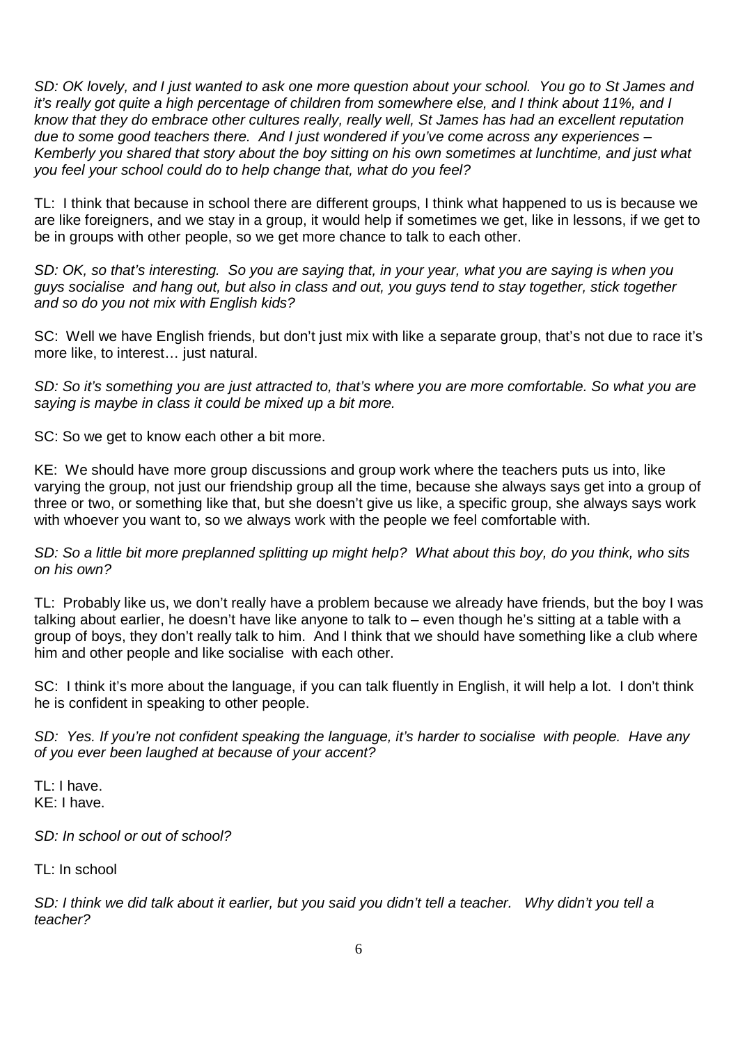*SD: OK lovely, and I just wanted to ask one more question about your school. You go to St James and it's really got quite a high percentage of children from somewhere else, and I think about 11%, and I know that they do embrace other cultures really, really well, St James has had an excellent reputation due to some good teachers there. And I just wondered if you've come across any experiences – Kemberly you shared that story about the boy sitting on his own sometimes at lunchtime, and just what you feel your school could do to help change that, what do you feel?*

TL: I think that because in school there are different groups, I think what happened to us is because we are like foreigners, and we stay in a group, it would help if sometimes we get, like in lessons, if we get to be in groups with other people, so we get more chance to talk to each other.

*SD: OK, so that's interesting. So you are saying that, in your year, what you are saying is when you guys socialise and hang out, but also in class and out, you guys tend to stay together, stick together and so do you not mix with English kids?*

SC: Well we have English friends, but don't just mix with like a separate group, that's not due to race it's more like, to interest… just natural.

*SD: So it's something you are just attracted to, that's where you are more comfortable. So what you are saying is maybe in class it could be mixed up a bit more.*

SC: So we get to know each other a bit more.

KE: We should have more group discussions and group work where the teachers puts us into, like varying the group, not just our friendship group all the time, because she always says get into a group of three or two, or something like that, but she doesn't give us like, a specific group, she always says work with whoever you want to, so we always work with the people we feel comfortable with.

*SD: So a little bit more preplanned splitting up might help? What about this boy, do you think, who sits on his own?*

TL: Probably like us, we don't really have a problem because we already have friends, but the boy I was talking about earlier, he doesn't have like anyone to talk to – even though he's sitting at a table with a group of boys, they don't really talk to him. And I think that we should have something like a club where him and other people and like socialise with each other.

SC: I think it's more about the language, if you can talk fluently in English, it will help a lot. I don't think he is confident in speaking to other people.

*SD: Yes. If you're not confident speaking the language, it's harder to socialise with people. Have any of you ever been laughed at because of your accent?*

TL: I have.
KE: I have.

*SD: In school or out of school?*

TL: In school

*SD: I think we did talk about it earlier, but you said you didn't tell a teacher. Why didn't you tell a teacher?*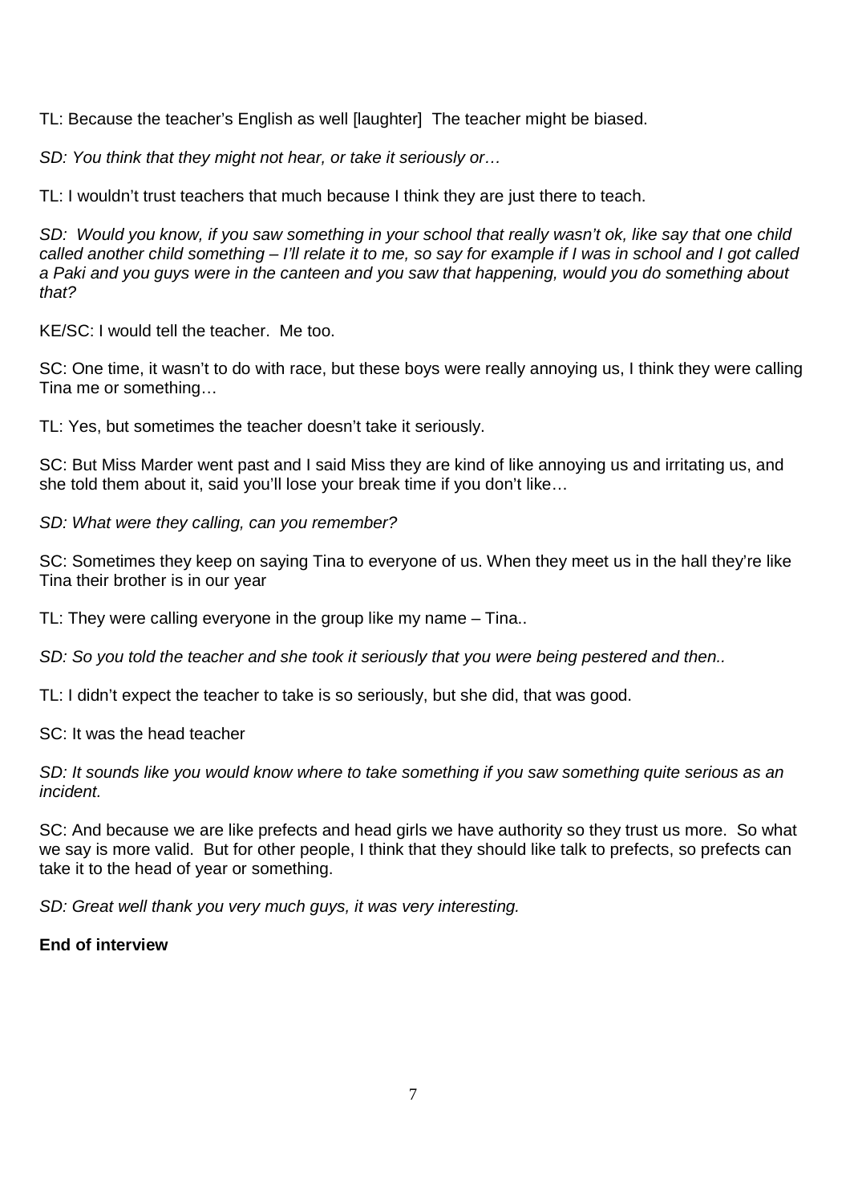TL: Because the teacher's English as well [laughter]  The teacher might be biased.

*SD: You think that they might not hear, or take it seriously or…*

TL: I wouldn't trust teachers that much because I think they are just there to teach.

*SD:  Would you know, if you saw something in your school that really wasn't ok, like say that one child called another child something – I'll relate it to me, so say for example if I was in school and I got called a Paki and you guys were in the canteen and you saw that happening, would you do something about that?*

KE/SC: I would tell the teacher.  Me too.

SC: One time, it wasn't to do with race, but these boys were really annoying us, I think they were calling Tina me or something…

TL: Yes, but sometimes the teacher doesn't take it seriously.

SC: But Miss Marder went past and I said Miss they are kind of like annoying us and irritating us, and she told them about it, said you'll lose your break time if you don't like…

*SD: What were they calling, can you remember?*

SC: Sometimes they keep on saying Tina to everyone of us. When they meet us in the hall they're like Tina their brother is in our year

TL: They were calling everyone in the group like my name – Tina..

*SD: So you told the teacher and she took it seriously that you were being pestered and then..*

TL: I didn't expect the teacher to take is so seriously, but she did, that was good.

SC: It was the head teacher

*SD: It sounds like you would know where to take something if you saw something quite serious as an incident.*

SC: And because we are like prefects and head girls we have authority so they trust us more.  So what we say is more valid.  But for other people, I think that they should like talk to prefects, so prefects can take it to the head of year or something.

*SD: Great well thank you very much guys, it was very interesting.*

**End of interview**